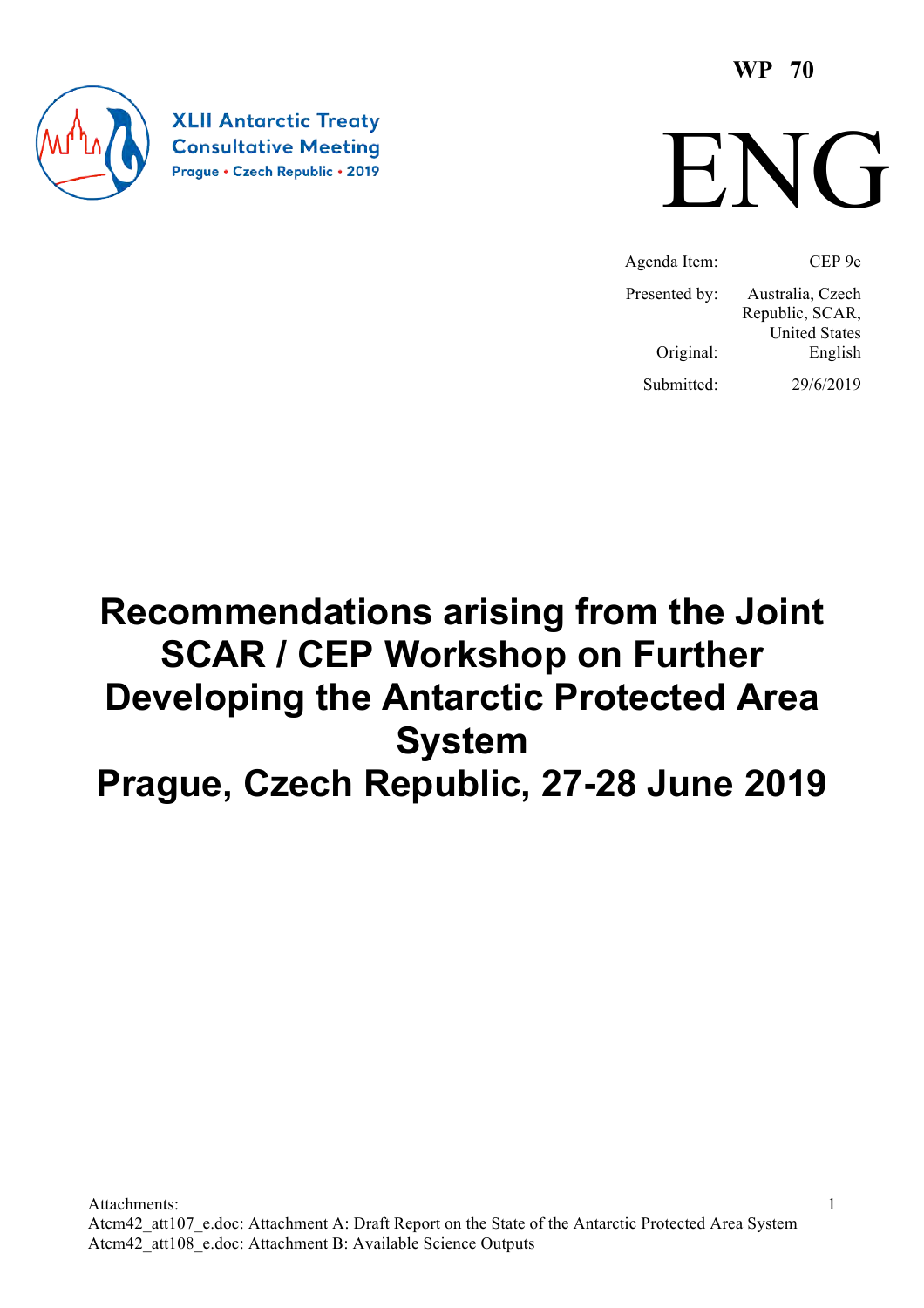XLII Antarctic Treaty Consultative Meeting
Prague • Czech Republic • 2019

**WP 70**

# ENG

| | |
|---|---|
| Agenda Item: | CEP 9e |
| Presented by: | Australia, Czech Republic, SCAR, United States |
| Original: | English |
| Submitted: | 29/6/2019 |

# Recommendations arising from the Joint SCAR / CEP Workshop on Further Developing the Antarctic Protected Area System Prague, Czech Republic, 27-28 June 2019

Attachments:
Atcm42_att107_e.doc: Attachment A: Draft Report on the State of the Antarctic Protected Area System
Atcm42_att108_e.doc: Attachment B: Available Science Outputs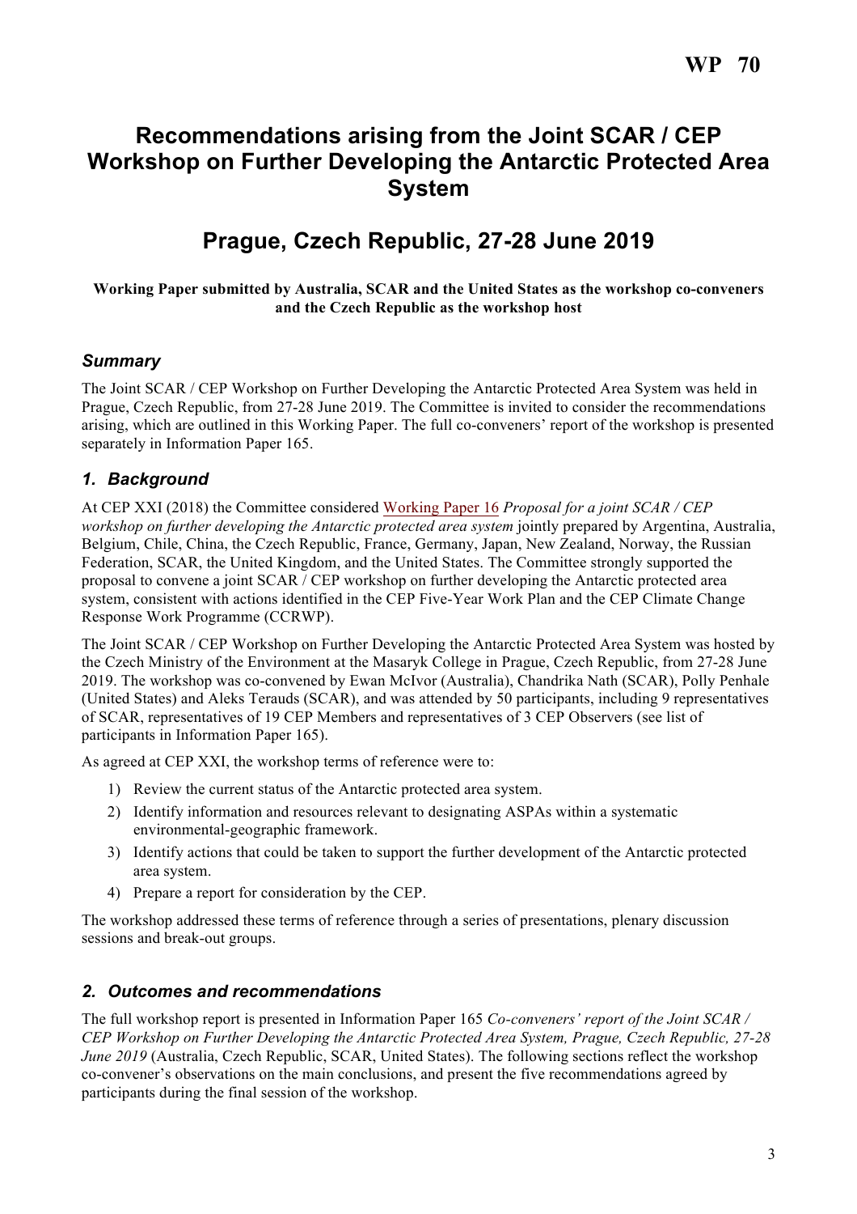**WP 70**

# Recommendations arising from the Joint SCAR / CEP Workshop on Further Developing the Antarctic Protected Area System

# Prague, Czech Republic, 27-28 June 2019

**Working Paper submitted by Australia, SCAR and the United States as the workshop co-conveners and the Czech Republic as the workshop host**

### *Summary*

The Joint SCAR / CEP Workshop on Further Developing the Antarctic Protected Area System was held in Prague, Czech Republic, from 27-28 June 2019. The Committee is invited to consider the recommendations arising, which are outlined in this Working Paper. The full co-conveners' report of the workshop is presented separately in Information Paper 165.

## *1. Background*

At CEP XXI (2018) the Committee considered Working Paper 16 *Proposal for a joint SCAR / CEP workshop on further developing the Antarctic protected area system* jointly prepared by Argentina, Australia, Belgium, Chile, China, the Czech Republic, France, Germany, Japan, New Zealand, Norway, the Russian Federation, SCAR, the United Kingdom, and the United States. The Committee strongly supported the proposal to convene a joint SCAR / CEP workshop on further developing the Antarctic protected area system, consistent with actions identified in the CEP Five-Year Work Plan and the CEP Climate Change Response Work Programme (CCRWP).

The Joint SCAR / CEP Workshop on Further Developing the Antarctic Protected Area System was hosted by the Czech Ministry of the Environment at the Masaryk College in Prague, Czech Republic, from 27-28 June 2019. The workshop was co-convened by Ewan McIvor (Australia), Chandrika Nath (SCAR), Polly Penhale (United States) and Aleks Terauds (SCAR), and was attended by 50 participants, including 9 representatives of SCAR, representatives of 19 CEP Members and representatives of 3 CEP Observers (see list of participants in Information Paper 165).

As agreed at CEP XXI, the workshop terms of reference were to:

1) Review the current status of the Antarctic protected area system.
2) Identify information and resources relevant to designating ASPAs within a systematic environmental-geographic framework.
3) Identify actions that could be taken to support the further development of the Antarctic protected area system.
4) Prepare a report for consideration by the CEP.

The workshop addressed these terms of reference through a series of presentations, plenary discussion sessions and break-out groups.

## *2. Outcomes and recommendations*

The full workshop report is presented in Information Paper 165 *Co-conveners' report of the Joint SCAR / CEP Workshop on Further Developing the Antarctic Protected Area System, Prague, Czech Republic, 27-28 June 2019* (Australia, Czech Republic, SCAR, United States). The following sections reflect the workshop co-convener's observations on the main conclusions, and present the five recommendations agreed by participants during the final session of the workshop.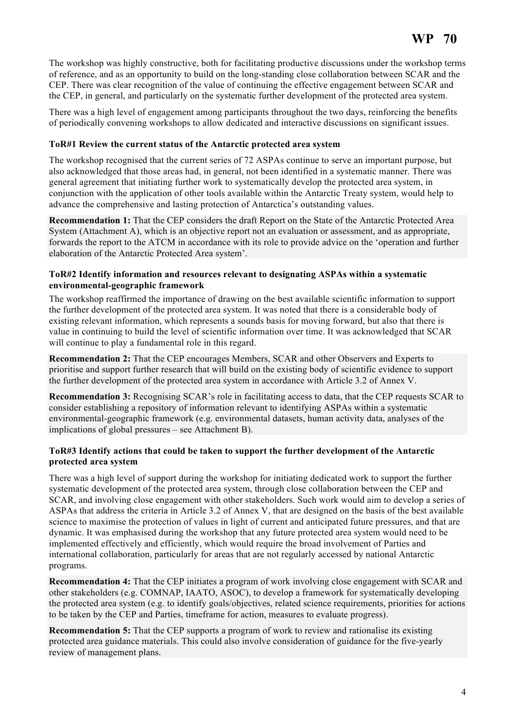The workshop was highly constructive, both for facilitating productive discussions under the workshop terms of reference, and as an opportunity to build on the long-standing close collaboration between SCAR and the CEP. There was clear recognition of the value of continuing the effective engagement between SCAR and the CEP, in general, and particularly on the systematic further development of the protected area system.

There was a high level of engagement among participants throughout the two days, reinforcing the benefits of periodically convening workshops to allow dedicated and interactive discussions on significant issues.

**ToR#1 Review the current status of the Antarctic protected area system**

The workshop recognised that the current series of 72 ASPAs continue to serve an important purpose, but also acknowledged that those areas had, in general, not been identified in a systematic manner. There was general agreement that initiating further work to systematically develop the protected area system, in conjunction with the application of other tools available within the Antarctic Treaty system, would help to advance the comprehensive and lasting protection of Antarctica's outstanding values.

**Recommendation 1:** That the CEP considers the draft Report on the State of the Antarctic Protected Area System (Attachment A), which is an objective report not an evaluation or assessment, and as appropriate, forwards the report to the ATCM in accordance with its role to provide advice on the 'operation and further elaboration of the Antarctic Protected Area system'.

**ToR#2 Identify information and resources relevant to designating ASPAs within a systematic environmental-geographic framework**

The workshop reaffirmed the importance of drawing on the best available scientific information to support the further development of the protected area system. It was noted that there is a considerable body of existing relevant information, which represents a sounds basis for moving forward, but also that there is value in continuing to build the level of scientific information over time. It was acknowledged that SCAR will continue to play a fundamental role in this regard.

**Recommendation 2:** That the CEP encourages Members, SCAR and other Observers and Experts to prioritise and support further research that will build on the existing body of scientific evidence to support the further development of the protected area system in accordance with Article 3.2 of Annex V.

**Recommendation 3:** Recognising SCAR's role in facilitating access to data, that the CEP requests SCAR to consider establishing a repository of information relevant to identifying ASPAs within a systematic environmental-geographic framework (e.g. environmental datasets, human activity data, analyses of the implications of global pressures – see Attachment B).

**ToR#3 Identify actions that could be taken to support the further development of the Antarctic protected area system**

There was a high level of support during the workshop for initiating dedicated work to support the further systematic development of the protected area system, through close collaboration between the CEP and SCAR, and involving close engagement with other stakeholders. Such work would aim to develop a series of ASPAs that address the criteria in Article 3.2 of Annex V, that are designed on the basis of the best available science to maximise the protection of values in light of current and anticipated future pressures, and that are dynamic. It was emphasised during the workshop that any future protected area system would need to be implemented effectively and efficiently, which would require the broad involvement of Parties and international collaboration, particularly for areas that are not regularly accessed by national Antarctic programs.

**Recommendation 4:** That the CEP initiates a program of work involving close engagement with SCAR and other stakeholders (e.g. COMNAP, IAATO, ASOC), to develop a framework for systematically developing the protected area system (e.g. to identify goals/objectives, related science requirements, priorities for actions to be taken by the CEP and Parties, timeframe for action, measures to evaluate progress).

**Recommendation 5:** That the CEP supports a program of work to review and rationalise its existing protected area guidance materials. This could also involve consideration of guidance for the five-yearly review of management plans.